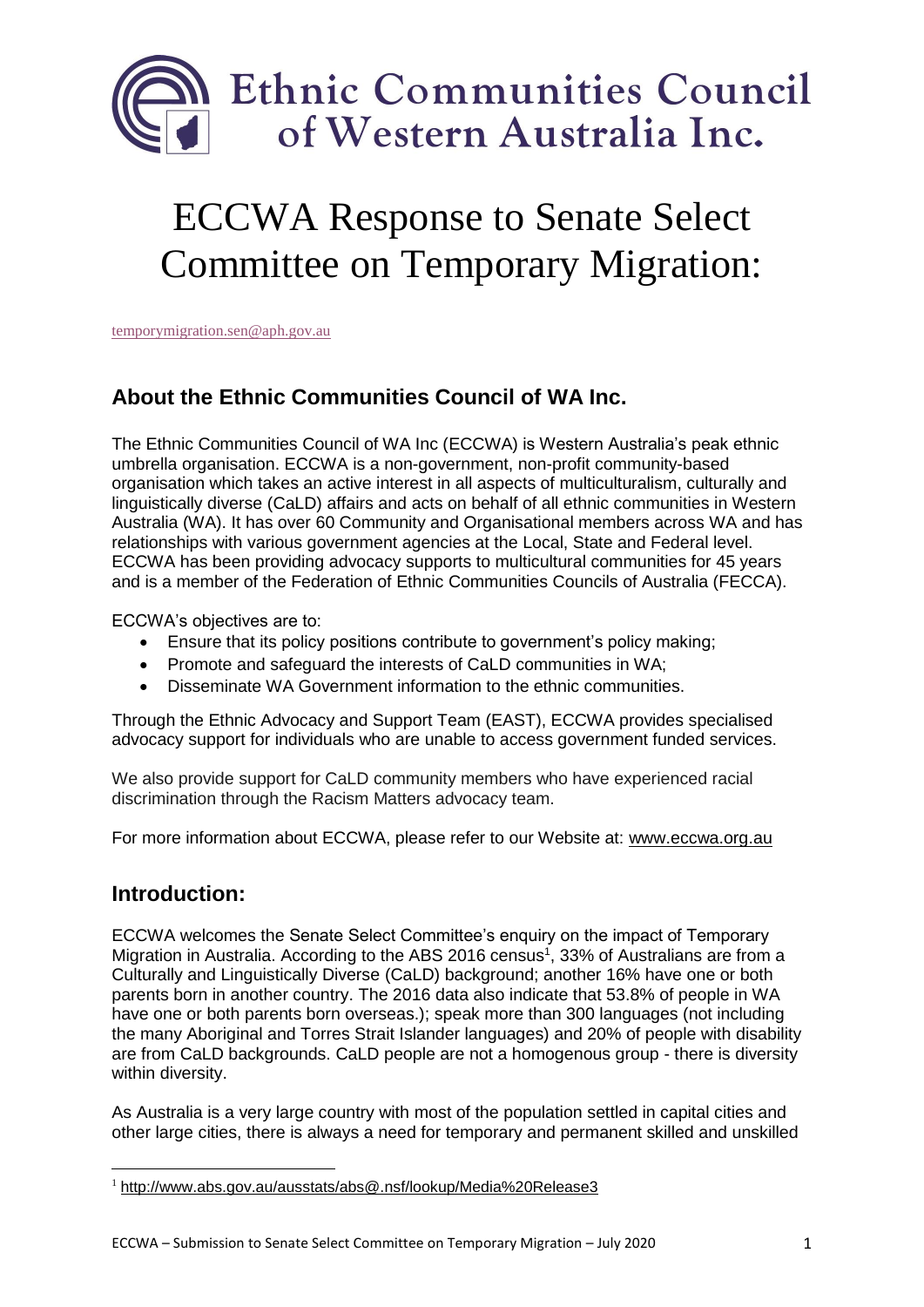# Ethnic Communities Council of Western Australia Inc.

# ECCWA Response to Senate Select Committee on Temporary Migration:

temporymigration.sen@aph.gov.au

## About the Ethnic Communities Council of WA Inc.

The Ethnic Communities Council of WA Inc (ECCWA) is Western Australia's peak ethnic umbrella organisation. ECCWA is a non-government, non-profit community-based organisation which takes an active interest in all aspects of multiculturalism, culturally and linguistically diverse (CaLD) affairs and acts on behalf of all ethnic communities in Western Australia (WA). It has over 60 Community and Organisational members across WA and has relationships with various government agencies at the Local, State and Federal level. ECCWA has been providing advocacy supports to multicultural communities for 45 years and is a member of the Federation of Ethnic Communities Councils of Australia (FECCA).

ECCWA's objectives are to:

- Ensure that its policy positions contribute to government's policy making;
- Promote and safeguard the interests of CaLD communities in WA;
- Disseminate WA Government information to the ethnic communities.

Through the Ethnic Advocacy and Support Team (EAST), ECCWA provides specialised advocacy support for individuals who are unable to access government funded services.

We also provide support for CaLD community members who have experienced racial discrimination through the Racism Matters advocacy team.

For more information about ECCWA, please refer to our Website at: www.eccwa.org.au

## Introduction:

ECCWA welcomes the Senate Select Committee's enquiry on the impact of Temporary Migration in Australia. According to the ABS 2016 census[1], 33% of Australians are from a Culturally and Linguistically Diverse (CaLD) background; another 16% have one or both parents born in another country. The 2016 data also indicate that 53.8% of people in WA have one or both parents born overseas.); speak more than 300 languages (not including the many Aboriginal and Torres Strait Islander languages) and 20% of people with disability are from CaLD backgrounds. CaLD people are not a homogenous group - there is diversity within diversity.

As Australia is a very large country with most of the population settled in capital cities and other large cities, there is always a need for temporary and permanent skilled and unskilled

[1] http://www.abs.gov.au/ausstats/abs@.nsf/lookup/Media%20Release3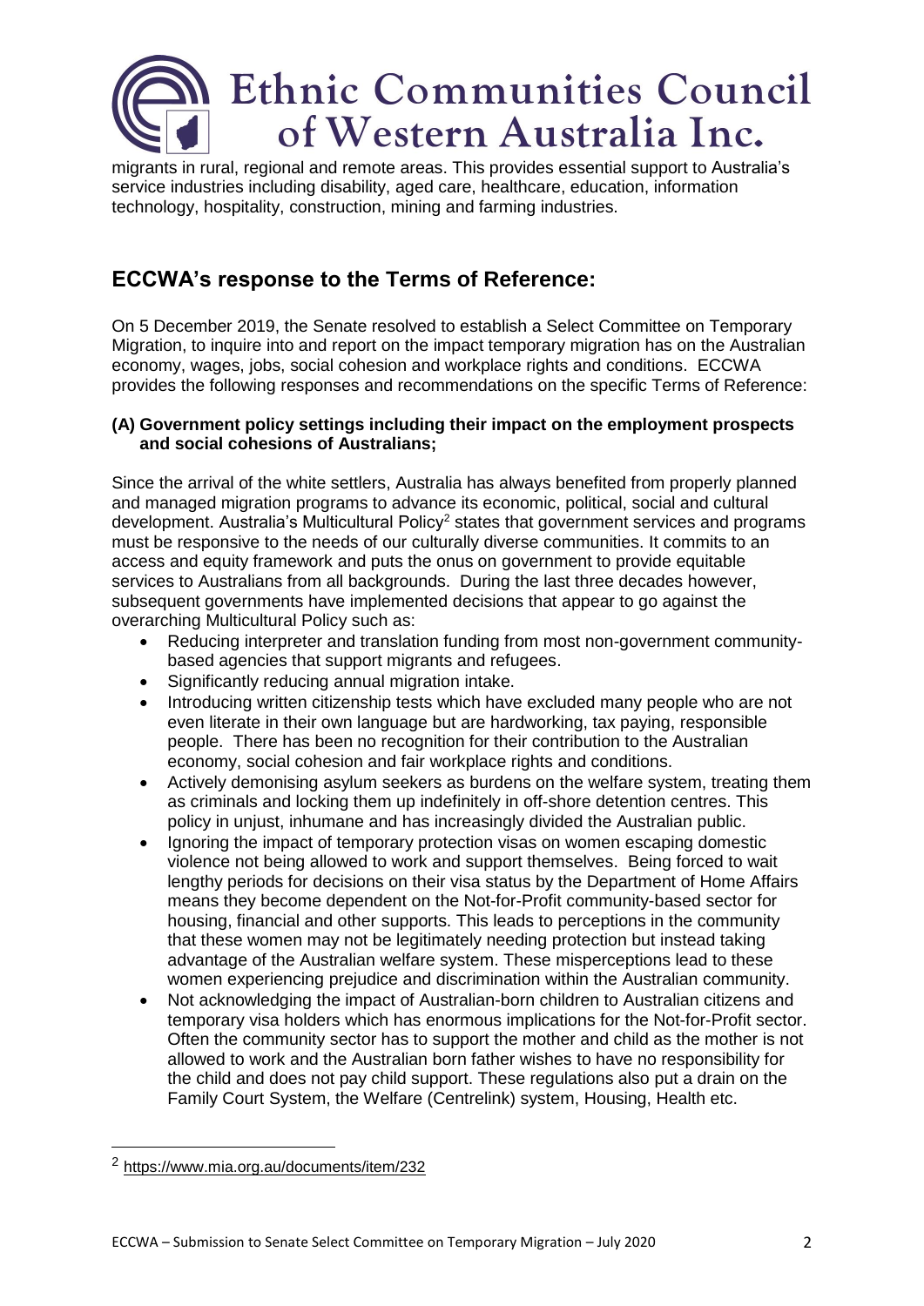migrants in rural, regional and remote areas. This provides essential support to Australia's service industries including disability, aged care, healthcare, education, information technology, hospitality, construction, mining and farming industries.

## ECCWA's response to the Terms of Reference:

On 5 December 2019, the Senate resolved to establish a Select Committee on Temporary Migration, to inquire into and report on the impact temporary migration has on the Australian economy, wages, jobs, social cohesion and workplace rights and conditions. ECCWA provides the following responses and recommendations on the specific Terms of Reference:

**(A) Government policy settings including their impact on the employment prospects and social cohesions of Australians;**

Since the arrival of the white settlers, Australia has always benefited from properly planned and managed migration programs to advance its economic, political, social and cultural development. Australia's Multicultural Policy[2] states that government services and programs must be responsive to the needs of our culturally diverse communities. It commits to an access and equity framework and puts the onus on government to provide equitable services to Australians from all backgrounds. During the last three decades however, subsequent governments have implemented decisions that appear to go against the overarching Multicultural Policy such as:

- Reducing interpreter and translation funding from most non-government community-based agencies that support migrants and refugees.
- Significantly reducing annual migration intake.
- Introducing written citizenship tests which have excluded many people who are not even literate in their own language but are hardworking, tax paying, responsible people. There has been no recognition for their contribution to the Australian economy, social cohesion and fair workplace rights and conditions.
- Actively demonising asylum seekers as burdens on the welfare system, treating them as criminals and locking them up indefinitely in off-shore detention centres. This policy in unjust, inhumane and has increasingly divided the Australian public.
- Ignoring the impact of temporary protection visas on women escaping domestic violence not being allowed to work and support themselves. Being forced to wait lengthy periods for decisions on their visa status by the Department of Home Affairs means they become dependent on the Not-for-Profit community-based sector for housing, financial and other supports. This leads to perceptions in the community that these women may not be legitimately needing protection but instead taking advantage of the Australian welfare system. These misperceptions lead to these women experiencing prejudice and discrimination within the Australian community.
- Not acknowledging the impact of Australian-born children to Australian citizens and temporary visa holders which has enormous implications for the Not-for-Profit sector. Often the community sector has to support the mother and child as the mother is not allowed to work and the Australian born father wishes to have no responsibility for the child and does not pay child support. These regulations also put a drain on the Family Court System, the Welfare (Centrelink) system, Housing, Health etc.

---

[2] https://www.mia.org.au/documents/item/232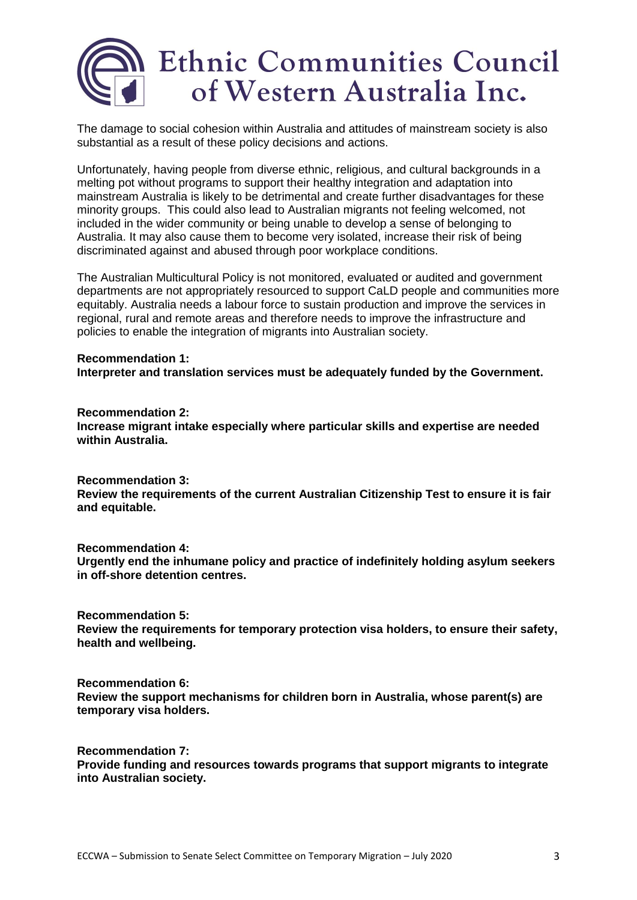The damage to social cohesion within Australia and attitudes of mainstream society is also substantial as a result of these policy decisions and actions.

Unfortunately, having people from diverse ethnic, religious, and cultural backgrounds in a melting pot without programs to support their healthy integration and adaptation into mainstream Australia is likely to be detrimental and create further disadvantages for these minority groups. This could also lead to Australian migrants not feeling welcomed, not included in the wider community or being unable to develop a sense of belonging to Australia. It may also cause them to become very isolated, increase their risk of being discriminated against and abused through poor workplace conditions.

The Australian Multicultural Policy is not monitored, evaluated or audited and government departments are not appropriately resourced to support CaLD people and communities more equitably. Australia needs a labour force to sustain production and improve the services in regional, rural and remote areas and therefore needs to improve the infrastructure and policies to enable the integration of migrants into Australian society.

**Recommendation 1:**
**Interpreter and translation services must be adequately funded by the Government.**

**Recommendation 2:**
**Increase migrant intake especially where particular skills and expertise are needed within Australia.**

**Recommendation 3:**
**Review the requirements of the current Australian Citizenship Test to ensure it is fair and equitable.**

**Recommendation 4:**
**Urgently end the inhumane policy and practice of indefinitely holding asylum seekers in off-shore detention centres.**

**Recommendation 5:**
**Review the requirements for temporary protection visa holders, to ensure their safety, health and wellbeing.**

**Recommendation 6:**
**Review the support mechanisms for children born in Australia, whose parent(s) are temporary visa holders.**

**Recommendation 7:**
**Provide funding and resources towards programs that support migrants to integrate into Australian society.**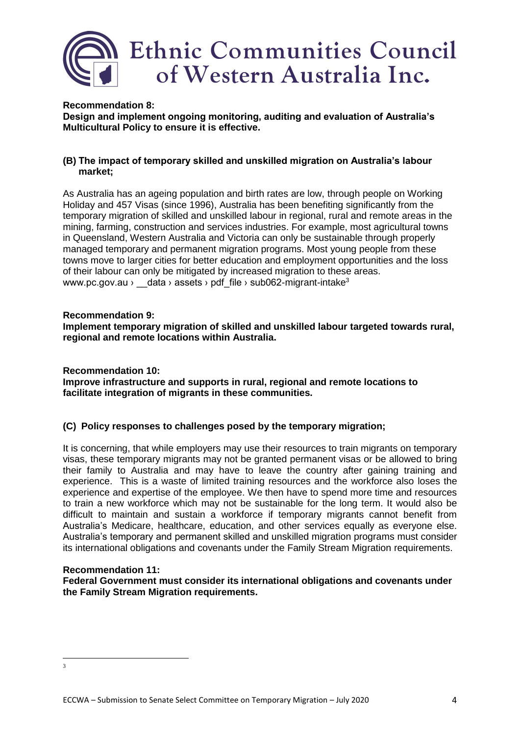**Recommendation 8:**
**Design and implement ongoing monitoring, auditing and evaluation of Australia's Multicultural Policy to ensure it is effective.**

**(B) The impact of temporary skilled and unskilled migration on Australia's labour market;**

As Australia has an ageing population and birth rates are low, through people on Working Holiday and 457 Visas (since 1996), Australia has been benefiting significantly from the temporary migration of skilled and unskilled labour in regional, rural and remote areas in the mining, farming, construction and services industries. For example, most agricultural towns in Queensland, Western Australia and Victoria can only be sustainable through properly managed temporary and permanent migration programs. Most young people from these towns move to larger cities for better education and employment opportunities and the loss of their labour can only be mitigated by increased migration to these areas. www.pc.gov.au › __data › assets › pdf_file › sub062-migrant-intake[3]

**Recommendation 9:**
**Implement temporary migration of skilled and unskilled labour targeted towards rural, regional and remote locations within Australia.**

**Recommendation 10:**
**Improve infrastructure and supports in rural, regional and remote locations to facilitate integration of migrants in these communities.**

**(C) Policy responses to challenges posed by the temporary migration;**

It is concerning, that while employers may use their resources to train migrants on temporary visas, these temporary migrants may not be granted permanent visas or be allowed to bring their family to Australia and may have to leave the country after gaining training and experience. This is a waste of limited training resources and the workforce also loses the experience and expertise of the employee. We then have to spend more time and resources to train a new workforce which may not be sustainable for the long term. It would also be difficult to maintain and sustain a workforce if temporary migrants cannot benefit from Australia's Medicare, healthcare, education, and other services equally as everyone else. Australia's temporary and permanent skilled and unskilled migration programs must consider its international obligations and covenants under the Family Stream Migration requirements.

**Recommendation 11:**
**Federal Government must consider its international obligations and covenants under the Family Stream Migration requirements.**

[3]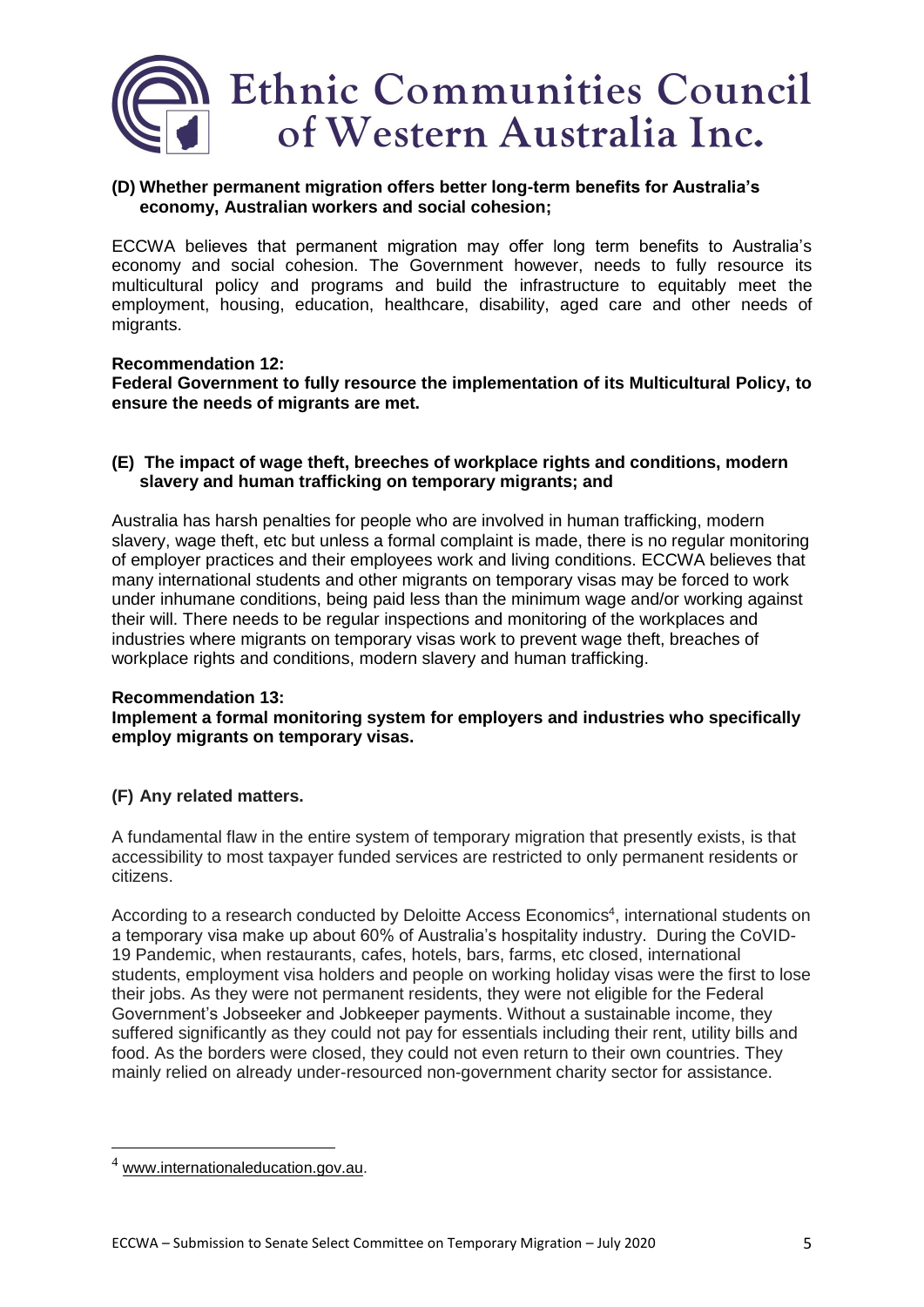### (D) Whether permanent migration offers better long-term benefits for Australia's economy, Australian workers and social cohesion;

ECCWA believes that permanent migration may offer long term benefits to Australia's economy and social cohesion. The Government however, needs to fully resource its multicultural policy and programs and build the infrastructure to equitably meet the employment, housing, education, healthcare, disability, aged care and other needs of migrants.

**Recommendation 12:**
**Federal Government to fully resource the implementation of its Multicultural Policy, to ensure the needs of migrants are met.**

### (E) The impact of wage theft, breeches of workplace rights and conditions, modern slavery and human trafficking on temporary migrants; and

Australia has harsh penalties for people who are involved in human trafficking, modern slavery, wage theft, etc but unless a formal complaint is made, there is no regular monitoring of employer practices and their employees work and living conditions. ECCWA believes that many international students and other migrants on temporary visas may be forced to work under inhumane conditions, being paid less than the minimum wage and/or working against their will. There needs to be regular inspections and monitoring of the workplaces and industries where migrants on temporary visas work to prevent wage theft, breaches of workplace rights and conditions, modern slavery and human trafficking.

**Recommendation 13:**
**Implement a formal monitoring system for employers and industries who specifically employ migrants on temporary visas.**

### (F) Any related matters.

A fundamental flaw in the entire system of temporary migration that presently exists, is that accessibility to most taxpayer funded services are restricted to only permanent residents or citizens.

According to a research conducted by Deloitte Access Economics[4], international students on a temporary visa make up about 60% of Australia's hospitality industry. During the CoVID-19 Pandemic, when restaurants, cafes, hotels, bars, farms, etc closed, international students, employment visa holders and people on working holiday visas were the first to lose their jobs. As they were not permanent residents, they were not eligible for the Federal Government's Jobseeker and Jobkeeper payments. Without a sustainable income, they suffered significantly as they could not pay for essentials including their rent, utility bills and food. As the borders were closed, they could not even return to their own countries. They mainly relied on already under-resourced non-government charity sector for assistance.

---

[4] www.internationaleducation.gov.au.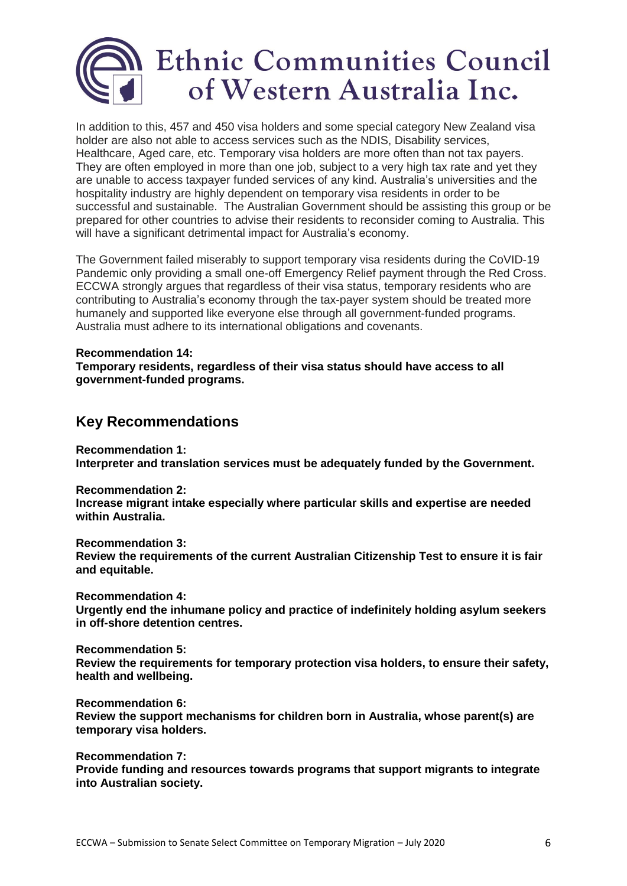In addition to this, 457 and 450 visa holders and some special category New Zealand visa holder are also not able to access services such as the NDIS, Disability services, Healthcare, Aged care, etc. Temporary visa holders are more often than not tax payers. They are often employed in more than one job, subject to a very high tax rate and yet they are unable to access taxpayer funded services of any kind. Australia's universities and the hospitality industry are highly dependent on temporary visa residents in order to be successful and sustainable. The Australian Government should be assisting this group or be prepared for other countries to advise their residents to reconsider coming to Australia. This will have a significant detrimental impact for Australia's economy.

The Government failed miserably to support temporary visa residents during the CoVID-19 Pandemic only providing a small one-off Emergency Relief payment through the Red Cross. ECCWA strongly argues that regardless of their visa status, temporary residents who are contributing to Australia's economy through the tax-payer system should be treated more humanely and supported like everyone else through all government-funded programs. Australia must adhere to its international obligations and covenants.

**Recommendation 14:**
**Temporary residents, regardless of their visa status should have access to all government-funded programs.**

## Key Recommendations

**Recommendation 1:**
**Interpreter and translation services must be adequately funded by the Government.**

**Recommendation 2:**
**Increase migrant intake especially where particular skills and expertise are needed within Australia.**

**Recommendation 3:**
**Review the requirements of the current Australian Citizenship Test to ensure it is fair and equitable.**

**Recommendation 4:**
**Urgently end the inhumane policy and practice of indefinitely holding asylum seekers in off-shore detention centres.**

**Recommendation 5:**
**Review the requirements for temporary protection visa holders, to ensure their safety, health and wellbeing.**

**Recommendation 6:**
**Review the support mechanisms for children born in Australia, whose parent(s) are temporary visa holders.**

**Recommendation 7:**
**Provide funding and resources towards programs that support migrants to integrate into Australian society.**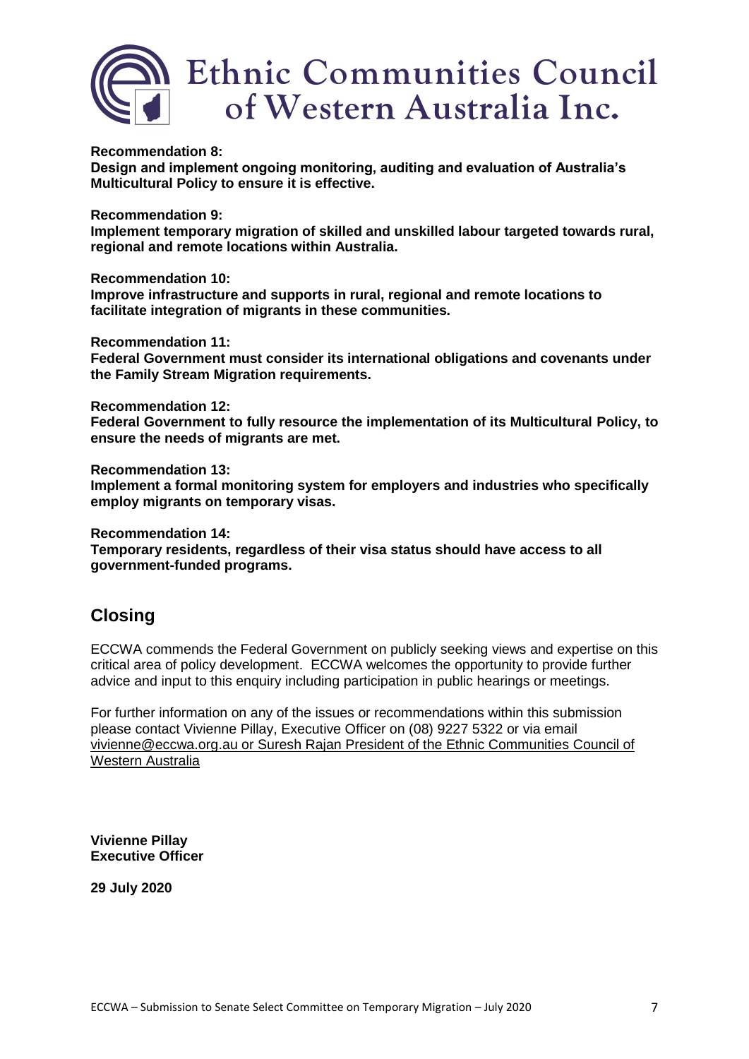**Recommendation 8:**
**Design and implement ongoing monitoring, auditing and evaluation of Australia's Multicultural Policy to ensure it is effective.**

**Recommendation 9:**
**Implement temporary migration of skilled and unskilled labour targeted towards rural, regional and remote locations within Australia.**

**Recommendation 10:**
**Improve infrastructure and supports in rural, regional and remote locations to facilitate integration of migrants in these communities.**

**Recommendation 11:**
**Federal Government must consider its international obligations and covenants under the Family Stream Migration requirements.**

**Recommendation 12:**
**Federal Government to fully resource the implementation of its Multicultural Policy, to ensure the needs of migrants are met.**

**Recommendation 13:**
**Implement a formal monitoring system for employers and industries who specifically employ migrants on temporary visas.**

**Recommendation 14:**
**Temporary residents, regardless of their visa status should have access to all government-funded programs.**

## Closing

ECCWA commends the Federal Government on publicly seeking views and expertise on this critical area of policy development. ECCWA welcomes the opportunity to provide further advice and input to this enquiry including participation in public hearings or meetings.

For further information on any of the issues or recommendations within this submission please contact Vivienne Pillay, Executive Officer on (08) 9227 5322 or via email vivienne@eccwa.org.au or Suresh Rajan President of the Ethnic Communities Council of Western Australia

**Vivienne Pillay**
**Executive Officer**

**29 July 2020**